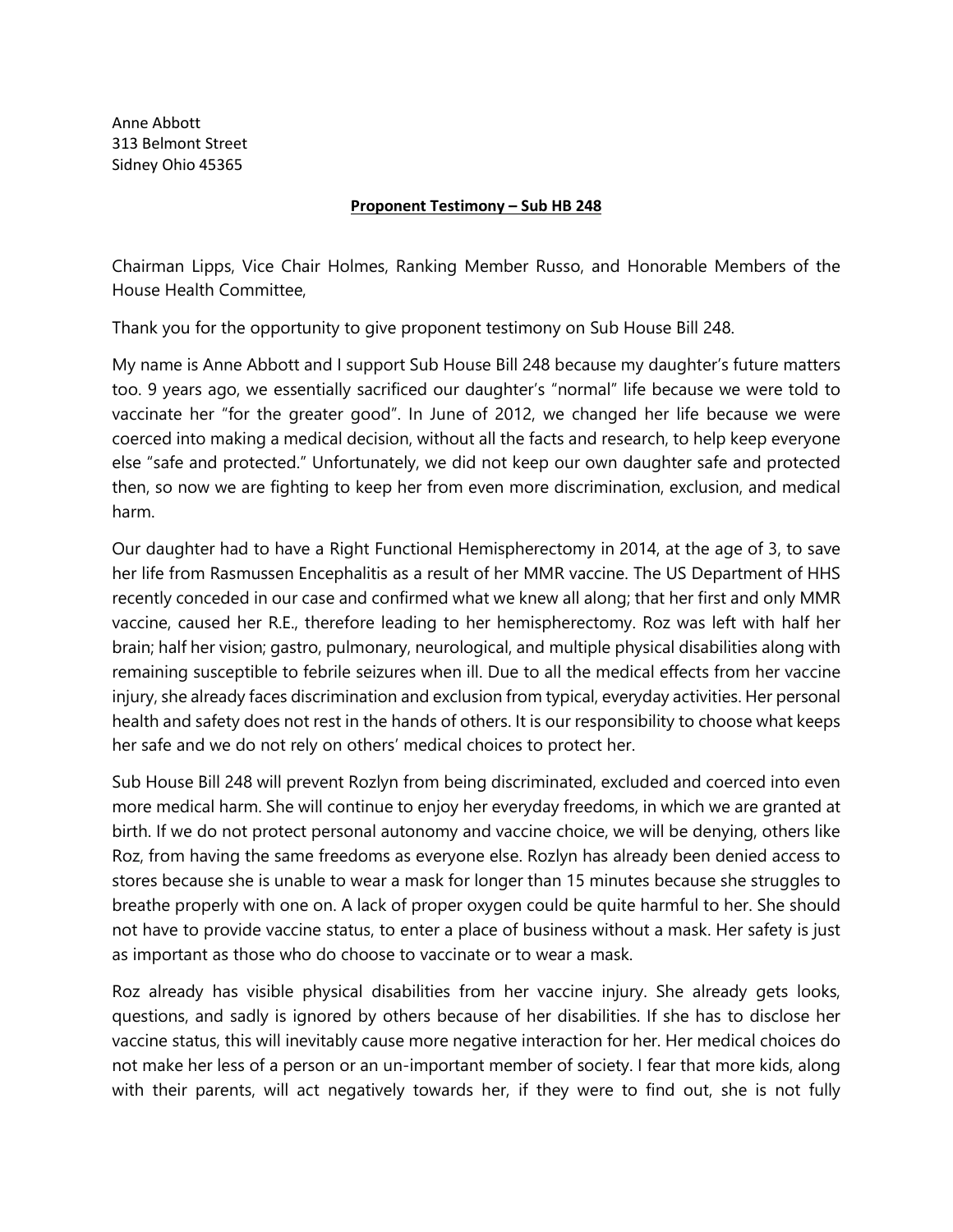Anne Abbott
313 Belmont Street
Sidney Ohio 45365

**Proponent Testimony – Sub HB 248**

Chairman Lipps, Vice Chair Holmes, Ranking Member Russo, and Honorable Members of the House Health Committee,

Thank you for the opportunity to give proponent testimony on Sub House Bill 248.

My name is Anne Abbott and I support Sub House Bill 248 because my daughter's future matters too. 9 years ago, we essentially sacrificed our daughter's "normal" life because we were told to vaccinate her "for the greater good". In June of 2012, we changed her life because we were coerced into making a medical decision, without all the facts and research, to help keep everyone else "safe and protected." Unfortunately, we did not keep our own daughter safe and protected then, so now we are fighting to keep her from even more discrimination, exclusion, and medical harm.

Our daughter had to have a Right Functional Hemispherectomy in 2014, at the age of 3, to save her life from Rasmussen Encephalitis as a result of her MMR vaccine. The US Department of HHS recently conceded in our case and confirmed what we knew all along; that her first and only MMR vaccine, caused her R.E., therefore leading to her hemispherectomy. Roz was left with half her brain; half her vision; gastro, pulmonary, neurological, and multiple physical disabilities along with remaining susceptible to febrile seizures when ill. Due to all the medical effects from her vaccine injury, she already faces discrimination and exclusion from typical, everyday activities. Her personal health and safety does not rest in the hands of others. It is our responsibility to choose what keeps her safe and we do not rely on others' medical choices to protect her.

Sub House Bill 248 will prevent Rozlyn from being discriminated, excluded and coerced into even more medical harm. She will continue to enjoy her everyday freedoms, in which we are granted at birth. If we do not protect personal autonomy and vaccine choice, we will be denying, others like Roz, from having the same freedoms as everyone else. Rozlyn has already been denied access to stores because she is unable to wear a mask for longer than 15 minutes because she struggles to breathe properly with one on. A lack of proper oxygen could be quite harmful to her. She should not have to provide vaccine status, to enter a place of business without a mask. Her safety is just as important as those who do choose to vaccinate or to wear a mask.

Roz already has visible physical disabilities from her vaccine injury. She already gets looks, questions, and sadly is ignored by others because of her disabilities. If she has to disclose her vaccine status, this will inevitably cause more negative interaction for her. Her medical choices do not make her less of a person or an un-important member of society. I fear that more kids, along with their parents, will act negatively towards her, if they were to find out, she is not fully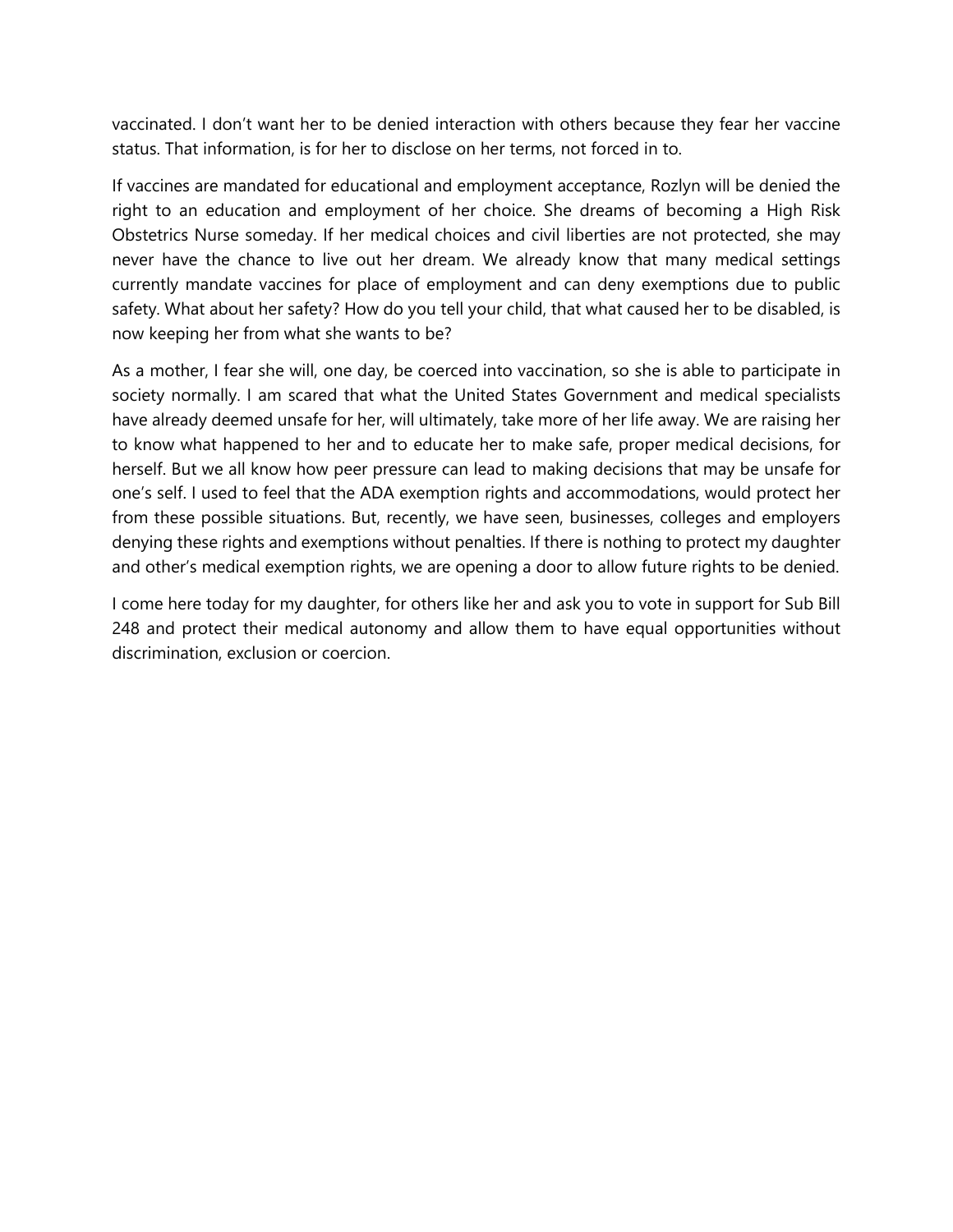vaccinated. I don't want her to be denied interaction with others because they fear her vaccine status. That information, is for her to disclose on her terms, not forced in to.

If vaccines are mandated for educational and employment acceptance, Rozlyn will be denied the right to an education and employment of her choice. She dreams of becoming a High Risk Obstetrics Nurse someday. If her medical choices and civil liberties are not protected, she may never have the chance to live out her dream. We already know that many medical settings currently mandate vaccines for place of employment and can deny exemptions due to public safety. What about her safety? How do you tell your child, that what caused her to be disabled, is now keeping her from what she wants to be?

As a mother, I fear she will, one day, be coerced into vaccination, so she is able to participate in society normally. I am scared that what the United States Government and medical specialists have already deemed unsafe for her, will ultimately, take more of her life away. We are raising her to know what happened to her and to educate her to make safe, proper medical decisions, for herself. But we all know how peer pressure can lead to making decisions that may be unsafe for one's self. I used to feel that the ADA exemption rights and accommodations, would protect her from these possible situations. But, recently, we have seen, businesses, colleges and employers denying these rights and exemptions without penalties. If there is nothing to protect my daughter and other's medical exemption rights, we are opening a door to allow future rights to be denied.

I come here today for my daughter, for others like her and ask you to vote in support for Sub Bill 248 and protect their medical autonomy and allow them to have equal opportunities without discrimination, exclusion or coercion.